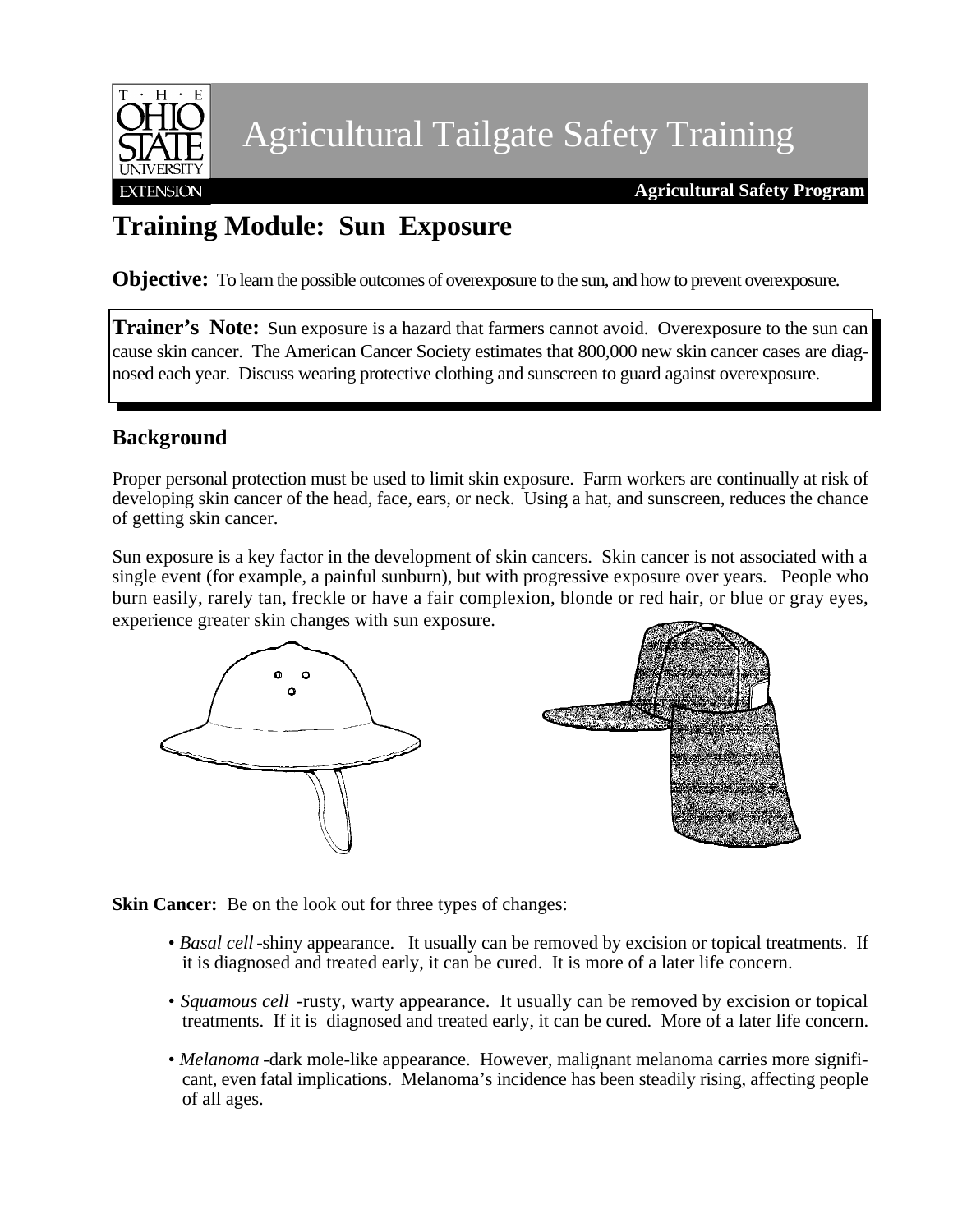# Agricultural Tailgate Safety Training

**Agricultural Safety Program**

## Training Module: Sun Exposure

**Objective:** To learn the possible outcomes of overexposure to the sun, and how to prevent overexposure.

**Trainer's Note:** Sun exposure is a hazard that farmers cannot avoid. Overexposure to the sun can cause skin cancer. The American Cancer Society estimates that 800,000 new skin cancer cases are diagnosed each year. Discuss wearing protective clothing and sunscreen to guard against overexposure.

### Background

Proper personal protection must be used to limit skin exposure. Farm workers are continually at risk of developing skin cancer of the head, face, ears, or neck. Using a hat, and sunscreen, reduces the chance of getting skin cancer.

Sun exposure is a key factor in the development of skin cancers. Skin cancer is not associated with a single event (for example, a painful sunburn), but with progressive exposure over years. People who burn easily, rarely tan, freckle or have a fair complexion, blonde or red hair, or blue or gray eyes, experience greater skin changes with sun exposure.

**Skin Cancer:** Be on the look out for three types of changes:

- *Basal cell* -shiny appearance. It usually can be removed by excision or topical treatments. If it is diagnosed and treated early, it can be cured. It is more of a later life concern.
- *Squamous cell* -rusty, warty appearance. It usually can be removed by excision or topical treatments. If it is diagnosed and treated early, it can be cured. More of a later life concern.
- *Melanoma* -dark mole-like appearance. However, malignant melanoma carries more significant, even fatal implications. Melanoma's incidence has been steadily rising, affecting people of all ages.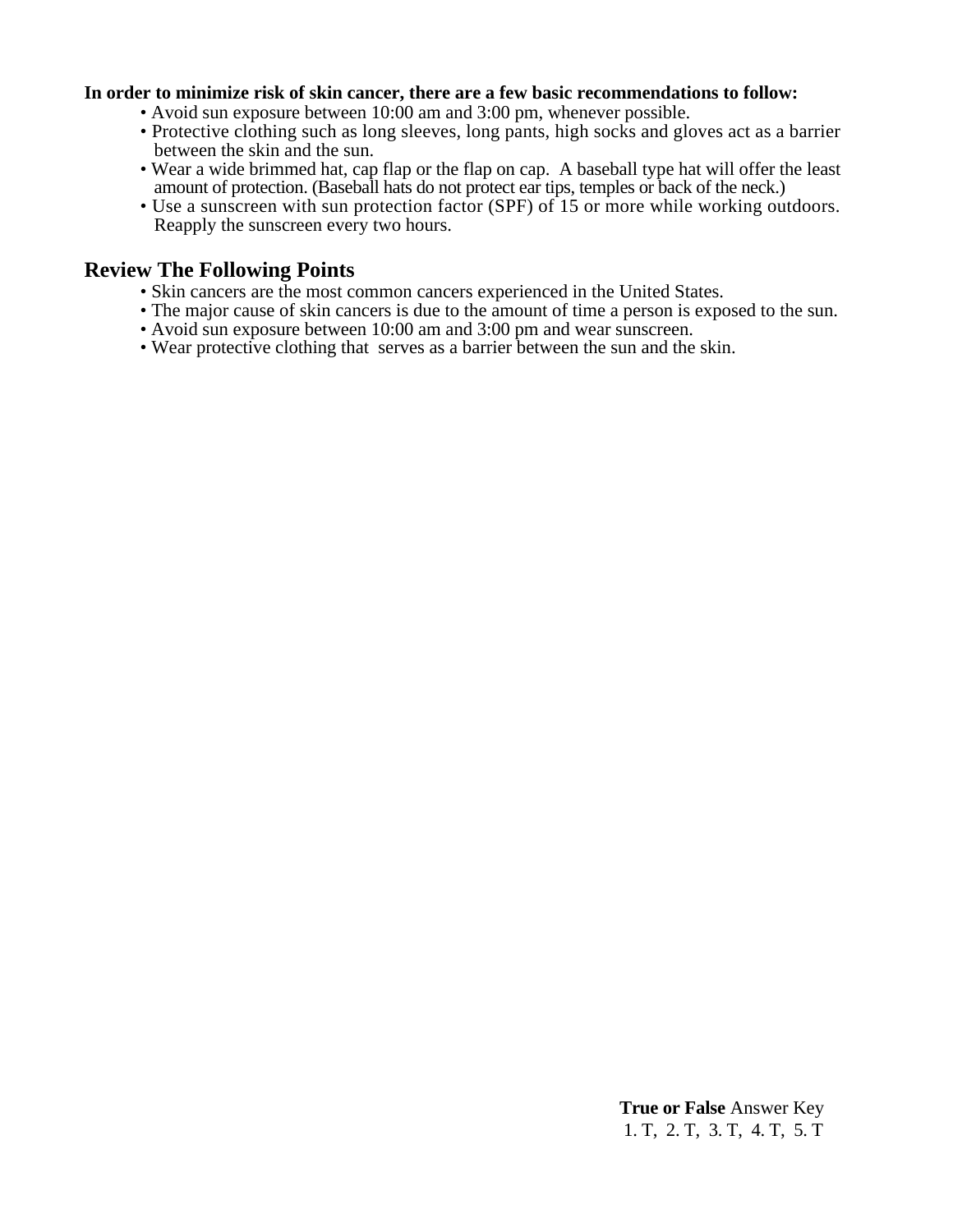**In order to minimize risk of skin cancer, there are a few basic recommendations to follow:**

- Avoid sun exposure between 10:00 am and 3:00 pm, whenever possible.
- Protective clothing such as long sleeves, long pants, high socks and gloves act as a barrier between the skin and the sun.
- Wear a wide brimmed hat, cap flap or the flap on cap. A baseball type hat will offer the least amount of protection. (Baseball hats do not protect ear tips, temples or back of the neck.)
- Use a sunscreen with sun protection factor (SPF) of 15 or more while working outdoors. Reapply the sunscreen every two hours.

## Review The Following Points

- Skin cancers are the most common cancers experienced in the United States.
- The major cause of skin cancers is due to the amount of time a person is exposed to the sun.
- Avoid sun exposure between 10:00 am and 3:00 pm and wear sunscreen.
- Wear protective clothing that serves as a barrier between the sun and the skin.

**True or False** Answer Key
1. T, 2. T, 3. T, 4. T, 5. T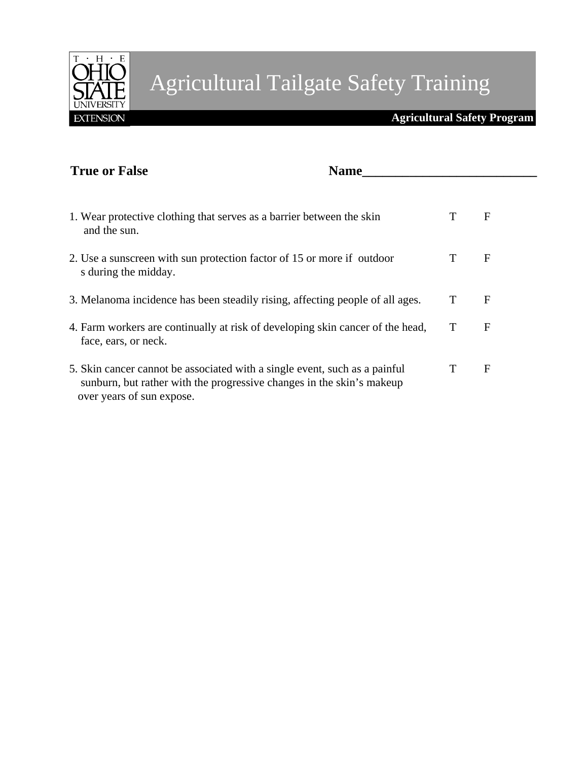# Agricultural Tailgate Safety Training

**Agricultural Safety Program**

**True or False** **Name**___________________________

1. Wear protective clothing that serves as a barrier between the skin and the sun. T F

2. Use a sunscreen with sun protection factor of 15 or more if outdoor s during the midday. T F

3. Melanoma incidence has been steadily rising, affecting people of all ages. T F

4. Farm workers are continually at risk of developing skin cancer of the head, face, ears, or neck. T F

5. Skin cancer cannot be associated with a single event, such as a painful sunburn, but rather with the progressive changes in the skin's makeup over years of sun expose. T F